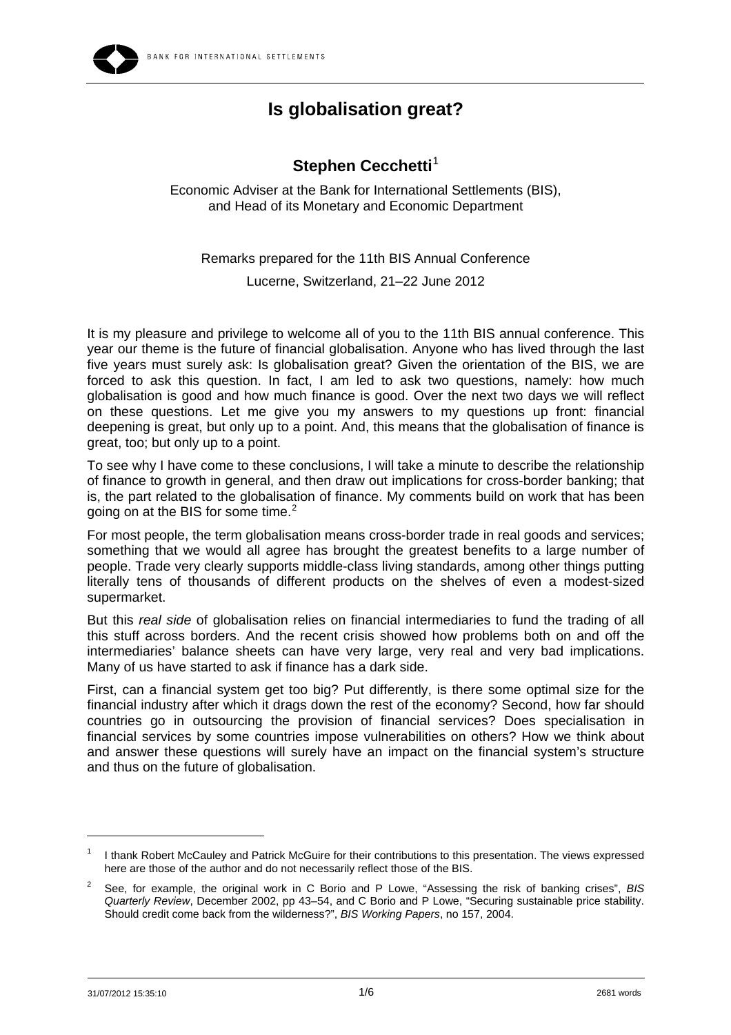# Is globalisation great?

## Stephen Cecchetti[1]

Economic Adviser at the Bank for International Settlements (BIS), and Head of its Monetary and Economic Department

Remarks prepared for the 11th BIS Annual Conference

Lucerne, Switzerland, 21–22 June 2012

It is my pleasure and privilege to welcome all of you to the 11th BIS annual conference. This year our theme is the future of financial globalisation. Anyone who has lived through the last five years must surely ask: Is globalisation great? Given the orientation of the BIS, we are forced to ask this question. In fact, I am led to ask two questions, namely: how much globalisation is good and how much finance is good. Over the next two days we will reflect on these questions. Let me give you my answers to my questions up front: financial deepening is great, but only up to a point. And, this means that the globalisation of finance is great, too; but only up to a point.

To see why I have come to these conclusions, I will take a minute to describe the relationship of finance to growth in general, and then draw out implications for cross-border banking; that is, the part related to the globalisation of finance. My comments build on work that has been going on at the BIS for some time.[2]

For most people, the term globalisation means cross-border trade in real goods and services; something that we would all agree has brought the greatest benefits to a large number of people. Trade very clearly supports middle-class living standards, among other things putting literally tens of thousands of different products on the shelves of even a modest-sized supermarket.

But this *real side* of globalisation relies on financial intermediaries to fund the trading of all this stuff across borders. And the recent crisis showed how problems both on and off the intermediaries' balance sheets can have very large, very real and very bad implications. Many of us have started to ask if finance has a dark side.

First, can a financial system get too big? Put differently, is there some optimal size for the financial industry after which it drags down the rest of the economy? Second, how far should countries go in outsourcing the provision of financial services? Does specialisation in financial services by some countries impose vulnerabilities on others? How we think about and answer these questions will surely have an impact on the financial system's structure and thus on the future of globalisation.

---

[1] I thank Robert McCauley and Patrick McGuire for their contributions to this presentation. The views expressed here are those of the author and do not necessarily reflect those of the BIS.

[2] See, for example, the original work in C Borio and P Lowe, "Assessing the risk of banking crises", *BIS Quarterly Review*, December 2002, pp 43–54, and C Borio and P Lowe, "Securing sustainable price stability. Should credit come back from the wilderness?", *BIS Working Papers*, no 157, 2004.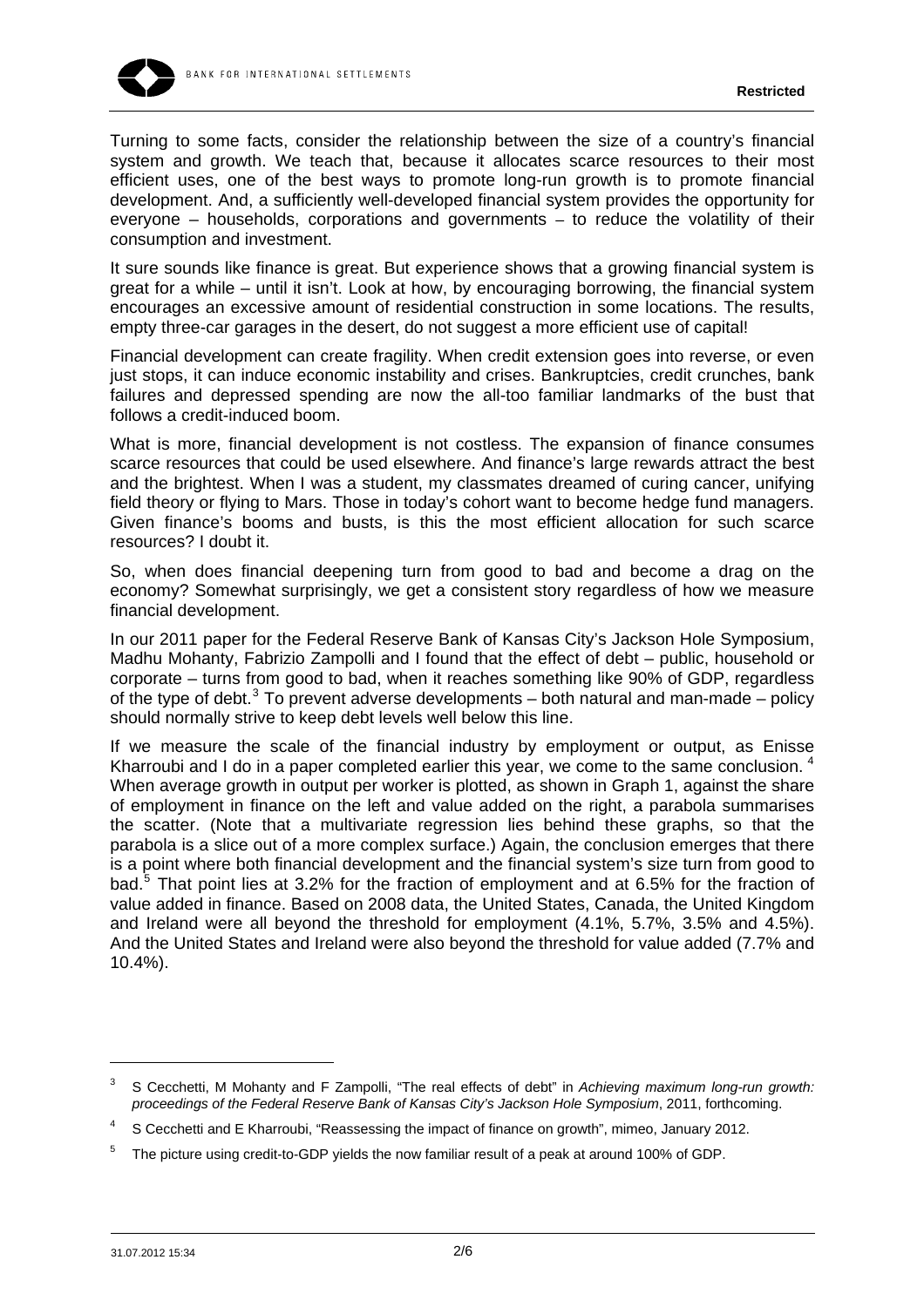Turning to some facts, consider the relationship between the size of a country's financial system and growth. We teach that, because it allocates scarce resources to their most efficient uses, one of the best ways to promote long-run growth is to promote financial development. And, a sufficiently well-developed financial system provides the opportunity for everyone – households, corporations and governments – to reduce the volatility of their consumption and investment.

It sure sounds like finance is great. But experience shows that a growing financial system is great for a while – until it isn't. Look at how, by encouraging borrowing, the financial system encourages an excessive amount of residential construction in some locations. The results, empty three-car garages in the desert, do not suggest a more efficient use of capital!

Financial development can create fragility. When credit extension goes into reverse, or even just stops, it can induce economic instability and crises. Bankruptcies, credit crunches, bank failures and depressed spending are now the all-too familiar landmarks of the bust that follows a credit-induced boom.

What is more, financial development is not costless. The expansion of finance consumes scarce resources that could be used elsewhere. And finance's large rewards attract the best and the brightest. When I was a student, my classmates dreamed of curing cancer, unifying field theory or flying to Mars. Those in today's cohort want to become hedge fund managers. Given finance's booms and busts, is this the most efficient allocation for such scarce resources? I doubt it.

So, when does financial deepening turn from good to bad and become a drag on the economy? Somewhat surprisingly, we get a consistent story regardless of how we measure financial development.

In our 2011 paper for the Federal Reserve Bank of Kansas City's Jackson Hole Symposium, Madhu Mohanty, Fabrizio Zampolli and I found that the effect of debt – public, household or corporate – turns from good to bad, when it reaches something like 90% of GDP, regardless of the type of debt.[3] To prevent adverse developments – both natural and man-made – policy should normally strive to keep debt levels well below this line.

If we measure the scale of the financial industry by employment or output, as Enisse Kharroubi and I do in a paper completed earlier this year, we come to the same conclusion.[4] When average growth in output per worker is plotted, as shown in Graph 1, against the share of employment in finance on the left and value added on the right, a parabola summarises the scatter. (Note that a multivariate regression lies behind these graphs, so that the parabola is a slice out of a more complex surface.) Again, the conclusion emerges that there is a point where both financial development and the financial system's size turn from good to bad.[5] That point lies at 3.2% for the fraction of employment and at 6.5% for the fraction of value added in finance. Based on 2008 data, the United States, Canada, the United Kingdom and Ireland were all beyond the threshold for employment (4.1%, 5.7%, 3.5% and 4.5%). And the United States and Ireland were also beyond the threshold for value added (7.7% and 10.4%).

---

[3] S Cecchetti, M Mohanty and F Zampolli, "The real effects of debt" in *Achieving maximum long-run growth: proceedings of the Federal Reserve Bank of Kansas City's Jackson Hole Symposium*, 2011, forthcoming.

[4] S Cecchetti and E Kharroubi, "Reassessing the impact of finance on growth", mimeo, January 2012.

[5] The picture using credit-to-GDP yields the now familiar result of a peak at around 100% of GDP.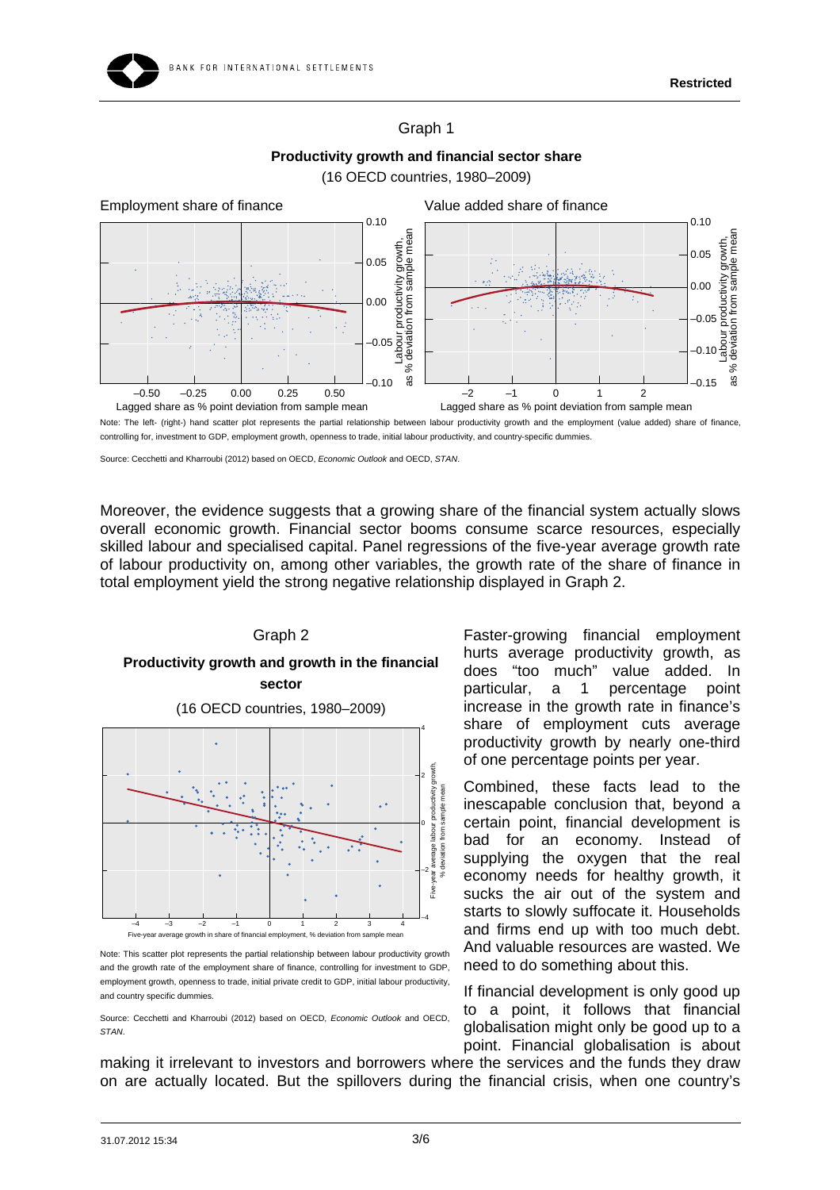Graph 1

**Productivity growth and financial sector share**

(16 OECD countries, 1980–2009)

Employment share of finance | Value added share of finance

Note: The left- (right-) hand scatter plot represents the partial relationship between labour productivity growth and the employment (value added) share of finance, controlling for, investment to GDP, employment growth, openness to trade, initial labour productivity, and country-specific dummies.

Source: Cecchetti and Kharroubi (2012) based on OECD, *Economic Outlook* and OECD, *STAN*.

Moreover, the evidence suggests that a growing share of the financial system actually slows overall economic growth. Financial sector booms consume scarce resources, especially skilled labour and specialised capital. Panel regressions of the five-year average growth rate of labour productivity on, among other variables, the growth rate of the share of finance in total employment yield the strong negative relationship displayed in Graph 2.

Graph 2

**Productivity growth and growth in the financial sector**

(16 OECD countries, 1980–2009)

Note: This scatter plot represents the partial relationship between labour productivity growth and the growth rate of the employment share of finance, controlling for investment to GDP, employment growth, openness to trade, initial private credit to GDP, initial labour productivity, and country specific dummies.

Source: Cecchetti and Kharroubi (2012) based on OECD, *Economic Outlook* and OECD, *STAN*.

Faster-growing financial employment hurts average productivity growth, as does "too much" value added. In particular, a 1 percentage point increase in the growth rate in finance's share of employment cuts average productivity growth by nearly one-third of one percentage points per year.

Combined, these facts lead to the inescapable conclusion that, beyond a certain point, financial development is bad for an economy. Instead of supplying the oxygen that the real economy needs for healthy growth, it sucks the air out of the system and starts to slowly suffocate it. Households and firms end up with too much debt. And valuable resources are wasted. We need to do something about this.

If financial development is only good up to a point, it follows that financial globalisation might only be good up to a point. Financial globalisation is about making it irrelevant to investors and borrowers where the services and the funds they draw on are actually located. But the spillovers during the financial crisis, when one country's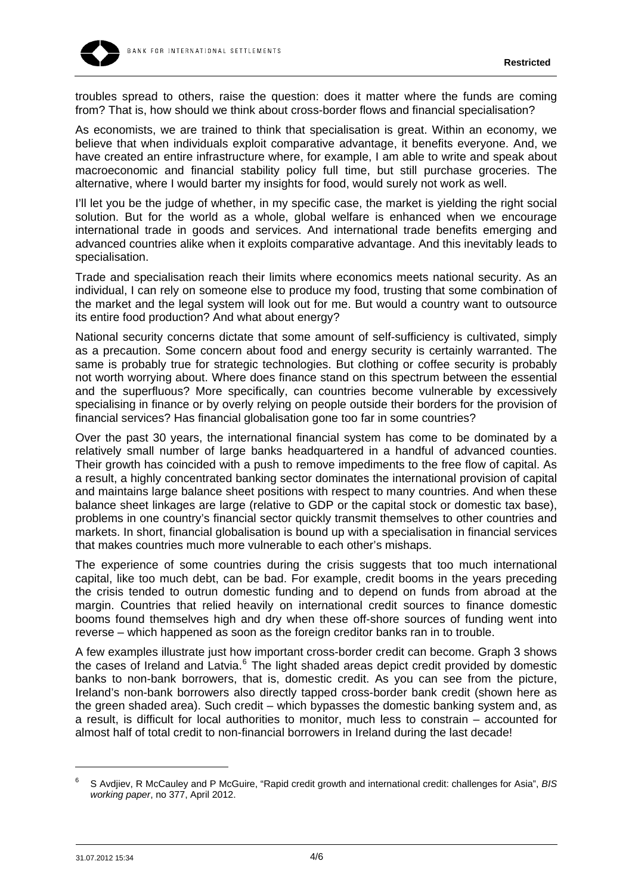troubles spread to others, raise the question: does it matter where the funds are coming from? That is, how should we think about cross-border flows and financial specialisation?

As economists, we are trained to think that specialisation is great. Within an economy, we believe that when individuals exploit comparative advantage, it benefits everyone. And, we have created an entire infrastructure where, for example, I am able to write and speak about macroeconomic and financial stability policy full time, but still purchase groceries. The alternative, where I would barter my insights for food, would surely not work as well.

I'll let you be the judge of whether, in my specific case, the market is yielding the right social solution. But for the world as a whole, global welfare is enhanced when we encourage international trade in goods and services. And international trade benefits emerging and advanced countries alike when it exploits comparative advantage. And this inevitably leads to specialisation.

Trade and specialisation reach their limits where economics meets national security. As an individual, I can rely on someone else to produce my food, trusting that some combination of the market and the legal system will look out for me. But would a country want to outsource its entire food production? And what about energy?

National security concerns dictate that some amount of self-sufficiency is cultivated, simply as a precaution. Some concern about food and energy security is certainly warranted. The same is probably true for strategic technologies. But clothing or coffee security is probably not worth worrying about. Where does finance stand on this spectrum between the essential and the superfluous? More specifically, can countries become vulnerable by excessively specialising in finance or by overly relying on people outside their borders for the provision of financial services? Has financial globalisation gone too far in some countries?

Over the past 30 years, the international financial system has come to be dominated by a relatively small number of large banks headquartered in a handful of advanced counties. Their growth has coincided with a push to remove impediments to the free flow of capital. As a result, a highly concentrated banking sector dominates the international provision of capital and maintains large balance sheet positions with respect to many countries. And when these balance sheet linkages are large (relative to GDP or the capital stock or domestic tax base), problems in one country's financial sector quickly transmit themselves to other countries and markets. In short, financial globalisation is bound up with a specialisation in financial services that makes countries much more vulnerable to each other's mishaps.

The experience of some countries during the crisis suggests that too much international capital, like too much debt, can be bad. For example, credit booms in the years preceding the crisis tended to outrun domestic funding and to depend on funds from abroad at the margin. Countries that relied heavily on international credit sources to finance domestic booms found themselves high and dry when these off-shore sources of funding went into reverse – which happened as soon as the foreign creditor banks ran in to trouble.

A few examples illustrate just how important cross-border credit can become. Graph 3 shows the cases of Ireland and Latvia.[6] The light shaded areas depict credit provided by domestic banks to non-bank borrowers, that is, domestic credit. As you can see from the picture, Ireland's non-bank borrowers also directly tapped cross-border bank credit (shown here as the green shaded area). Such credit – which bypasses the domestic banking system and, as a result, is difficult for local authorities to monitor, much less to constrain – accounted for almost half of total credit to non-financial borrowers in Ireland during the last decade!

[6] S Avdjiev, R McCauley and P McGuire, "Rapid credit growth and international credit: challenges for Asia", *BIS working paper*, no 377, April 2012.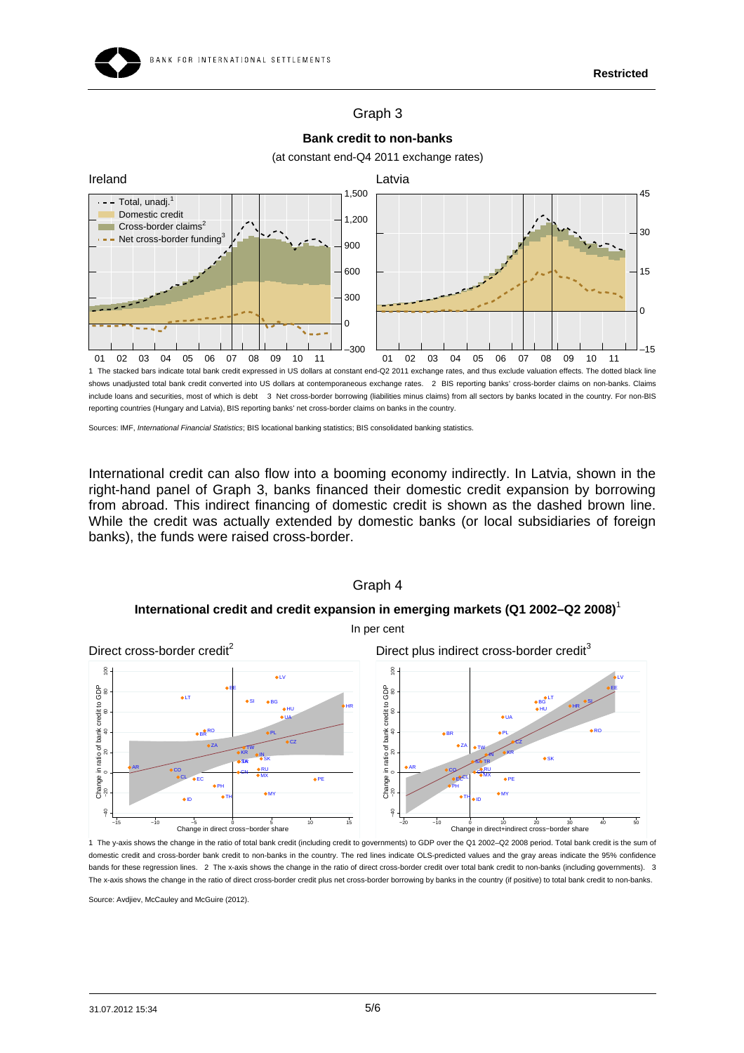Graph 3

**Bank credit to non-banks**

(at constant end-Q4 2011 exchange rates)

Ireland

Latvia

1 The stacked bars indicate total bank credit expressed in US dollars at constant end-Q2 2011 exchange rates, and thus exclude valuation effects. The dotted black line shows unadjusted total bank credit converted into US dollars at contemporaneous exchange rates. 2 BIS reporting banks' cross-border claims on non-banks. Claims include loans and securities, most of which is debt 3 Net cross-border borrowing (liabilities minus claims) from all sectors by banks located in the country. For non-BIS reporting countries (Hungary and Latvia), BIS reporting banks' net cross-border claims on banks in the country.

Sources: IMF, *International Financial Statistics*; BIS locational banking statistics; BIS consolidated banking statistics.

International credit can also flow into a booming economy indirectly. In Latvia, shown in the right-hand panel of Graph 3, banks financed their domestic credit expansion by borrowing from abroad. This indirect financing of domestic credit is shown as the dashed brown line. While the credit was actually extended by domestic banks (or local subsidiaries of foreign banks), the funds were raised cross-border.

Graph 4

**International credit and credit expansion in emerging markets (Q1 2002–Q2 2008)**[1]

In per cent

Direct cross-border credit[2]

Direct plus indirect cross-border credit[3]

1 The y-axis shows the change in the ratio of total bank credit (including credit to governments) to GDP over the Q1 2002–Q2 2008 period. Total bank credit is the sum of domestic credit and cross-border bank credit to non-banks in the country. The red lines indicate OLS-predicted values and the gray areas indicate the 95% confidence bands for these regression lines. 2 The x-axis shows the change in the ratio of direct cross-border credit over total bank credit to non-banks (including governments). 3 The x-axis shows the change in the ratio of direct cross-border credit plus net cross-border borrowing by banks in the country (if positive) to total bank credit to non-banks.

Source: Avdjiev, McCauley and McGuire (2012).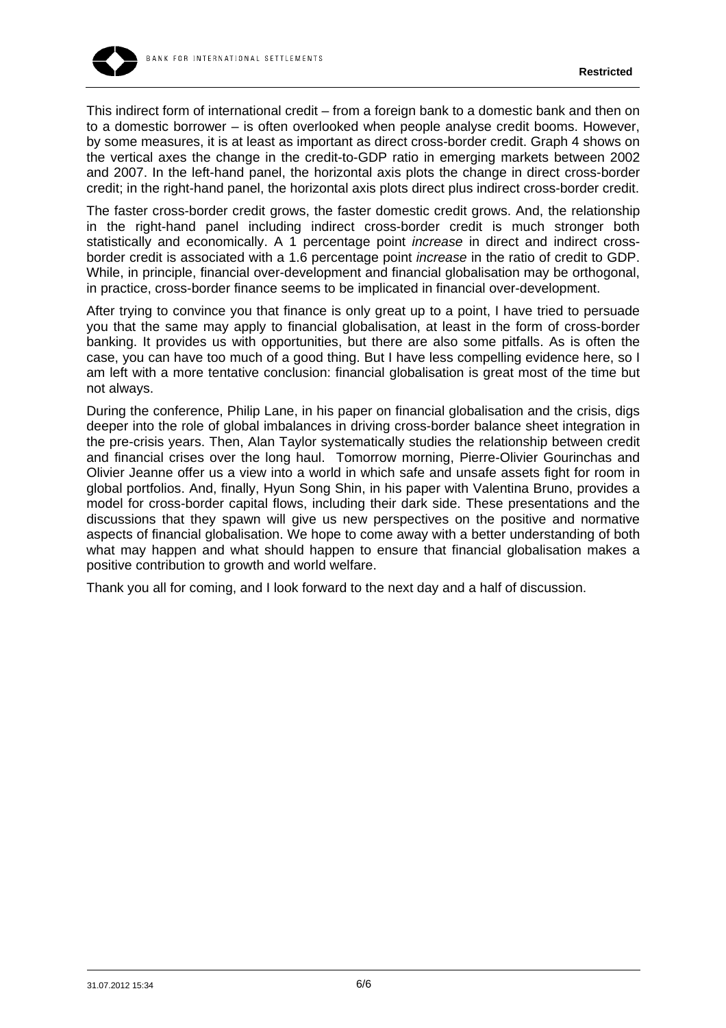This indirect form of international credit – from a foreign bank to a domestic bank and then on to a domestic borrower – is often overlooked when people analyse credit booms. However, by some measures, it is at least as important as direct cross-border credit. Graph 4 shows on the vertical axes the change in the credit-to-GDP ratio in emerging markets between 2002 and 2007. In the left-hand panel, the horizontal axis plots the change in direct cross-border credit; in the right-hand panel, the horizontal axis plots direct plus indirect cross-border credit.

The faster cross-border credit grows, the faster domestic credit grows. And, the relationship in the right-hand panel including indirect cross-border credit is much stronger both statistically and economically. A 1 percentage point *increase* in direct and indirect cross-border credit is associated with a 1.6 percentage point *increase* in the ratio of credit to GDP. While, in principle, financial over-development and financial globalisation may be orthogonal, in practice, cross-border finance seems to be implicated in financial over-development.

After trying to convince you that finance is only great up to a point, I have tried to persuade you that the same may apply to financial globalisation, at least in the form of cross-border banking. It provides us with opportunities, but there are also some pitfalls. As is often the case, you can have too much of a good thing. But I have less compelling evidence here, so I am left with a more tentative conclusion: financial globalisation is great most of the time but not always.

During the conference, Philip Lane, in his paper on financial globalisation and the crisis, digs deeper into the role of global imbalances in driving cross-border balance sheet integration in the pre-crisis years. Then, Alan Taylor systematically studies the relationship between credit and financial crises over the long haul. Tomorrow morning, Pierre-Olivier Gourinchas and Olivier Jeanne offer us a view into a world in which safe and unsafe assets fight for room in global portfolios. And, finally, Hyun Song Shin, in his paper with Valentina Bruno, provides a model for cross-border capital flows, including their dark side. These presentations and the discussions that they spawn will give us new perspectives on the positive and normative aspects of financial globalisation. We hope to come away with a better understanding of both what may happen and what should happen to ensure that financial globalisation makes a positive contribution to growth and world welfare.

Thank you all for coming, and I look forward to the next day and a half of discussion.